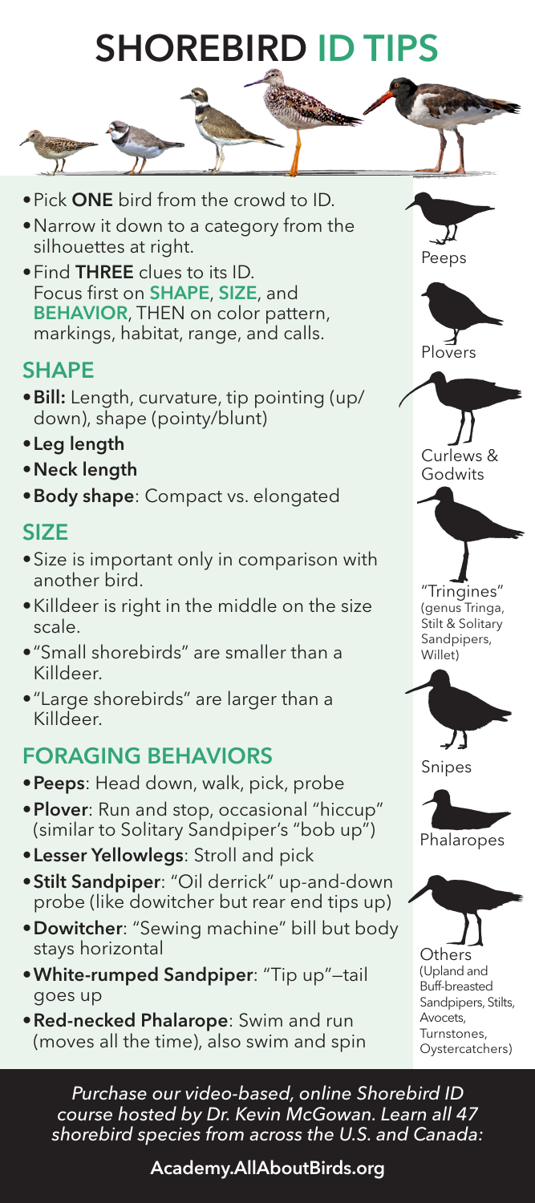# SHOREBIRD ID TIPS

- Pick **ONE** bird from the crowd to ID.
- Narrow it down to a category from the silhouettes at right.
- Find **THREE** clues to its ID. Focus first on **SHAPE**, **SIZE**, and **BEHAVIOR**, THEN on color pattern, markings, habitat, range, and calls.

## SHAPE

- **Bill:** Length, curvature, tip pointing (up/down), shape (pointy/blunt)
- **Leg length**
- **Neck length**
- **Body shape**: Compact vs. elongated

## SIZE

- Size is important only in comparison with another bird.
- Killdeer is right in the middle on the size scale.
- "Small shorebirds" are smaller than a Killdeer.
- "Large shorebirds" are larger than a Killdeer.

## FORAGING BEHAVIORS

- **Peeps**: Head down, walk, pick, probe
- **Plover**: Run and stop, occasional "hiccup" (similar to Solitary Sandpiper's "bob up")
- **Lesser Yellowlegs**: Stroll and pick
- **Stilt Sandpiper**: "Oil derrick" up-and-down probe (like dowitcher but rear end tips up)
- **Dowitcher**: "Sewing machine" bill but body stays horizontal
- **White-rumped Sandpiper**: "Tip up"—tail goes up
- **Red-necked Phalarope**: Swim and run (moves all the time), also swim and spin

Peeps

Plovers

Curlews & Godwits

"Tringines" (genus Tringa, Stilt & Solitary Sandpipers, Willet)

Snipes

Phalaropes

Others (Upland and Buff-breasted Sandpipers, Stilts, Avocets, Turnstones, Oystercatchers)

*Purchase our video-based, online Shorebird ID course hosted by Dr. Kevin McGowan. Learn all 47 shorebird species from across the U.S. and Canada:*

**Academy.AllAboutBirds.org**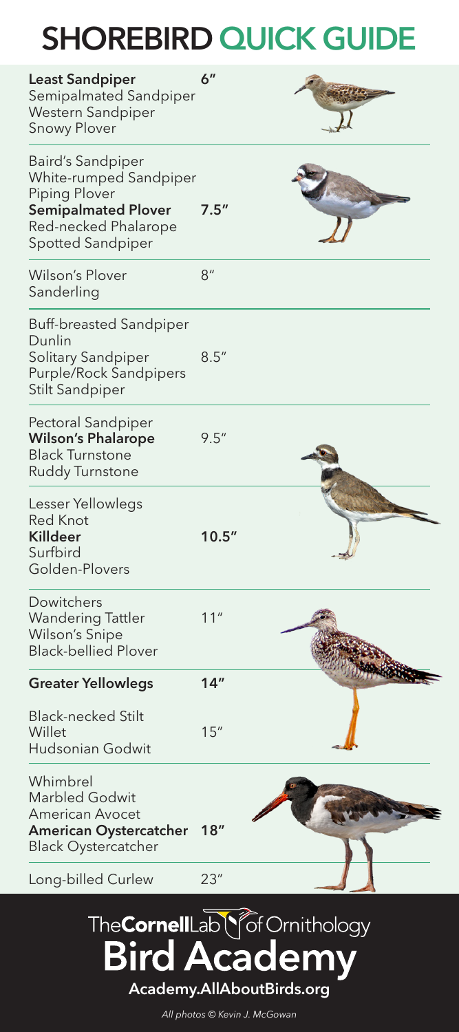# SHOREBIRD QUICK GUIDE

| | |
|---|---|
| **Least Sandpiper**<br>Semipalmated Sandpiper<br>Western Sandpiper<br>Snowy Plover | **6″** |
| Baird's Sandpiper<br>White-rumped Sandpiper<br>Piping Plover<br>**Semipalmated Plover**<br>Red-necked Phalarope<br>Spotted Sandpiper | **7.5″** |
| Wilson's Plover<br>Sanderling | 8″ |
| Buff-breasted Sandpiper<br>Dunlin<br>Solitary Sandpiper<br>Purple/Rock Sandpipers<br>Stilt Sandpiper | 8.5″ |
| Pectoral Sandpiper<br>**Wilson's Phalarope**<br>Black Turnstone<br>Ruddy Turnstone | 9.5″ |
| Lesser Yellowlegs<br>Red Knot<br>**Killdeer**<br>Surfbird<br>Golden-Plovers | **10.5″** |
| Dowitchers<br>Wandering Tattler<br>Wilson's Snipe<br>Black-bellied Plover | 11″ |
| **Greater Yellowlegs** | **14″** |
| Black-necked Stilt<br>Willet<br>Hudsonian Godwit | 15″ |
| Whimbrel<br>Marbled Godwit<br>American Avocet<br>**American Oystercatcher**<br>Black Oystercatcher | **18″** |
| Long-billed Curlew | 23″ |

The **Cornell** Lab of Ornithology
**Bird Academy**
**Academy.AllAboutBirds.org**

*All photos © Kevin J. McGowan*